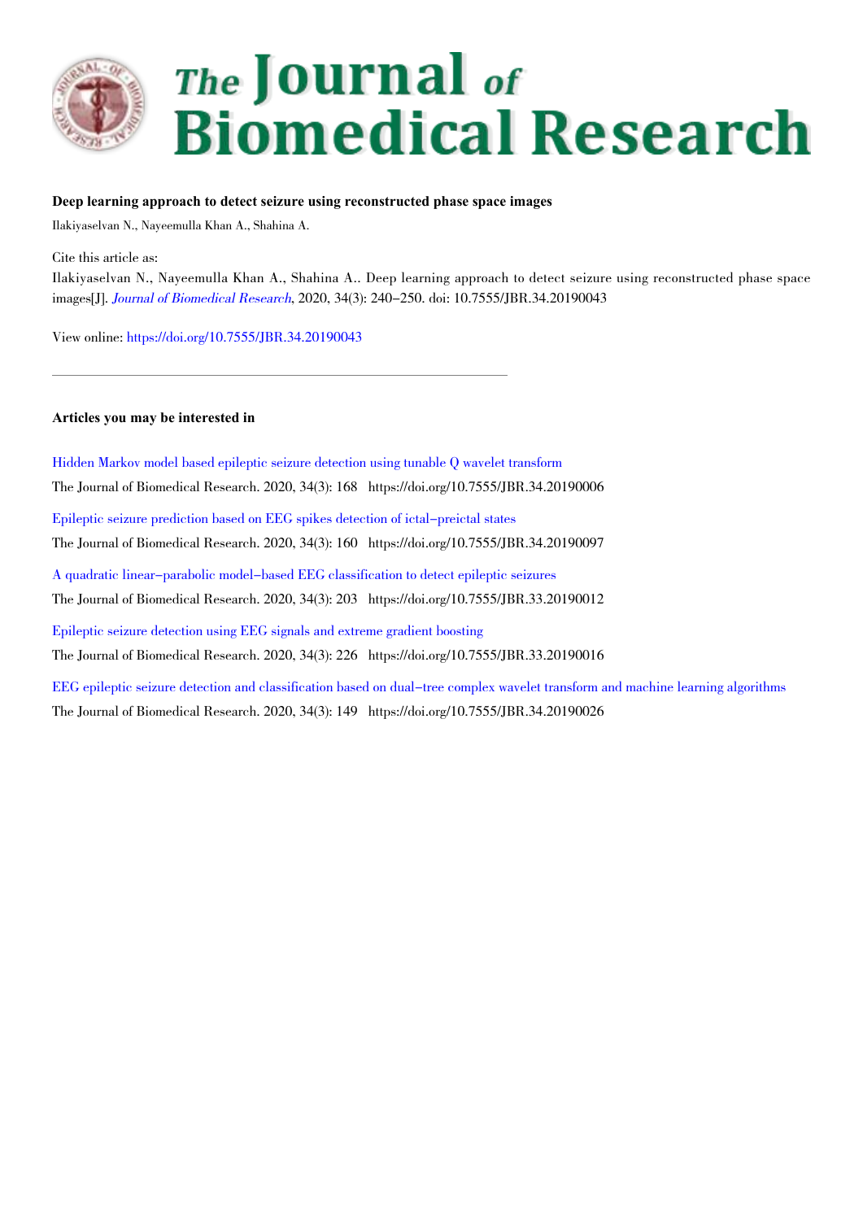# The Journal of Biomedical Research

**Deep learning approach to detect seizure using reconstructed phase space images**

Ilakiyaselvan N., Nayeemulla Khan A., Shahina A.

Cite this article as:

Ilakiyaselvan N., Nayeemulla Khan A., Shahina A.. Deep learning approach to detect seizure using reconstructed phase space images[J]. *Journal of Biomedical Research*, 2020, 34(3): 240–250. doi: 10.7555/JBR.34.20190043

View online: https://doi.org/10.7555/JBR.34.20190043

---

**Articles you may be interested in**

Hidden Markov model based epileptic seizure detection using tunable Q wavelet transform
The Journal of Biomedical Research. 2020, 34(3): 168 https://doi.org/10.7555/JBR.34.20190006

Epileptic seizure prediction based on EEG spikes detection of ictal–preictal states
The Journal of Biomedical Research. 2020, 34(3): 160 https://doi.org/10.7555/JBR.34.20190097

A quadratic linear–parabolic model–based EEG classification to detect epileptic seizures
The Journal of Biomedical Research. 2020, 34(3): 203 https://doi.org/10.7555/JBR.33.20190012

Epileptic seizure detection using EEG signals and extreme gradient boosting
The Journal of Biomedical Research. 2020, 34(3): 226 https://doi.org/10.7555/JBR.33.20190016

EEG epileptic seizure detection and classification based on dual–tree complex wavelet transform and machine learning algorithms
The Journal of Biomedical Research. 2020, 34(3): 149 https://doi.org/10.7555/JBR.34.20190026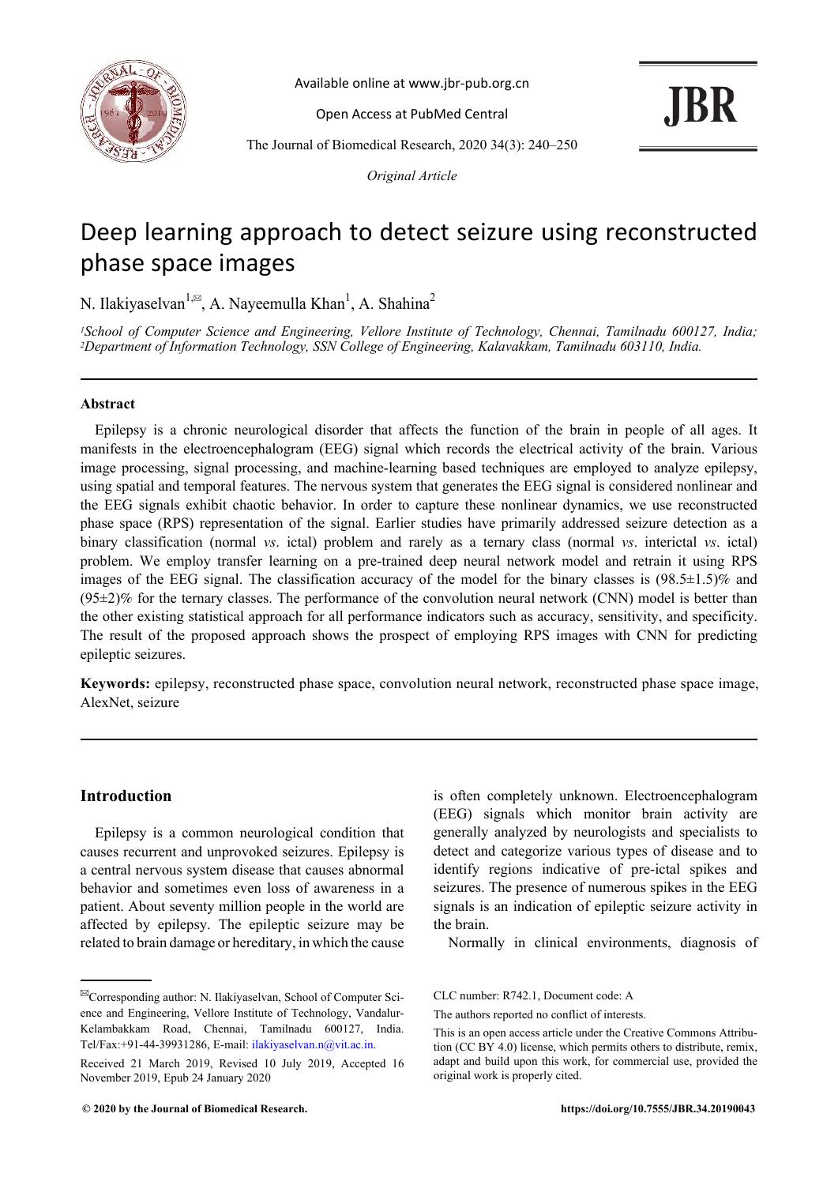# Deep learning approach to detect seizure using reconstructed phase space images

N. Ilakiyaselvan[1,✉], A. Nayeemulla Khan[1], A. Shahina[2]

[1]*School of Computer Science and Engineering, Vellore Institute of Technology, Chennai, Tamilnadu 600127, India;*
[2]*Department of Information Technology, SSN College of Engineering, Kalavakkam, Tamilnadu 603110, India.*

---

## Abstract

Epilepsy is a chronic neurological disorder that affects the function of the brain in people of all ages. It manifests in the electroencephalogram (EEG) signal which records the electrical activity of the brain. Various image processing, signal processing, and machine-learning based techniques are employed to analyze epilepsy, using spatial and temporal features. The nervous system that generates the EEG signal is considered nonlinear and the EEG signals exhibit chaotic behavior. In order to capture these nonlinear dynamics, we use reconstructed phase space (RPS) representation of the signal. Earlier studies have primarily addressed seizure detection as a binary classification (normal *vs*. ictal) problem and rarely as a ternary class (normal *vs*. interictal *vs*. ictal) problem. We employ transfer learning on a pre-trained deep neural network model and retrain it using RPS images of the EEG signal. The classification accuracy of the model for the binary classes is (98.5±1.5)% and (95±2)% for the ternary classes. The performance of the convolution neural network (CNN) model is better than the other existing statistical approach for all performance indicators such as accuracy, sensitivity, and specificity. The result of the proposed approach shows the prospect of employing RPS images with CNN for predicting epileptic seizures.

**Keywords:** epilepsy, reconstructed phase space, convolution neural network, reconstructed phase space image, AlexNet, seizure

---

## Introduction

Epilepsy is a common neurological condition that causes recurrent and unprovoked seizures. Epilepsy is a central nervous system disease that causes abnormal behavior and sometimes even loss of awareness in a patient. About seventy million people in the world are affected by epilepsy. The epileptic seizure may be related to brain damage or hereditary, in which the cause is often completely unknown. Electroencephalogram (EEG) signals which monitor brain activity are generally analyzed by neurologists and specialists to detect and categorize various types of disease and to identify regions indicative of pre-ictal spikes and seizures. The presence of numerous spikes in the EEG signals is an indication of epileptic seizure activity in the brain.

Normally in clinical environments, diagnosis of

---

✉Corresponding author: N. Ilakiyaselvan, School of Computer Science and Engineering, Vellore Institute of Technology, Vandalur-Kelambakkam Road, Chennai, Tamilnadu 600127, India. Tel/Fax:+91-44-39931286, E-mail: ilakiyaselvan.n@vit.ac.in.

Received 21 March 2019, Revised 10 July 2019, Accepted 16 November 2019, Epub 24 January 2020

CLC number: R742.1, Document code: A

The authors reported no conflict of interests.

This is an open access article under the Creative Commons Attribution (CC BY 4.0) license, which permits others to distribute, remix, adapt and build upon this work, for commercial use, provided the original work is properly cited.

© 2020 by the Journal of Biomedical Research.

https://doi.org/10.7555/JBR.34.20190043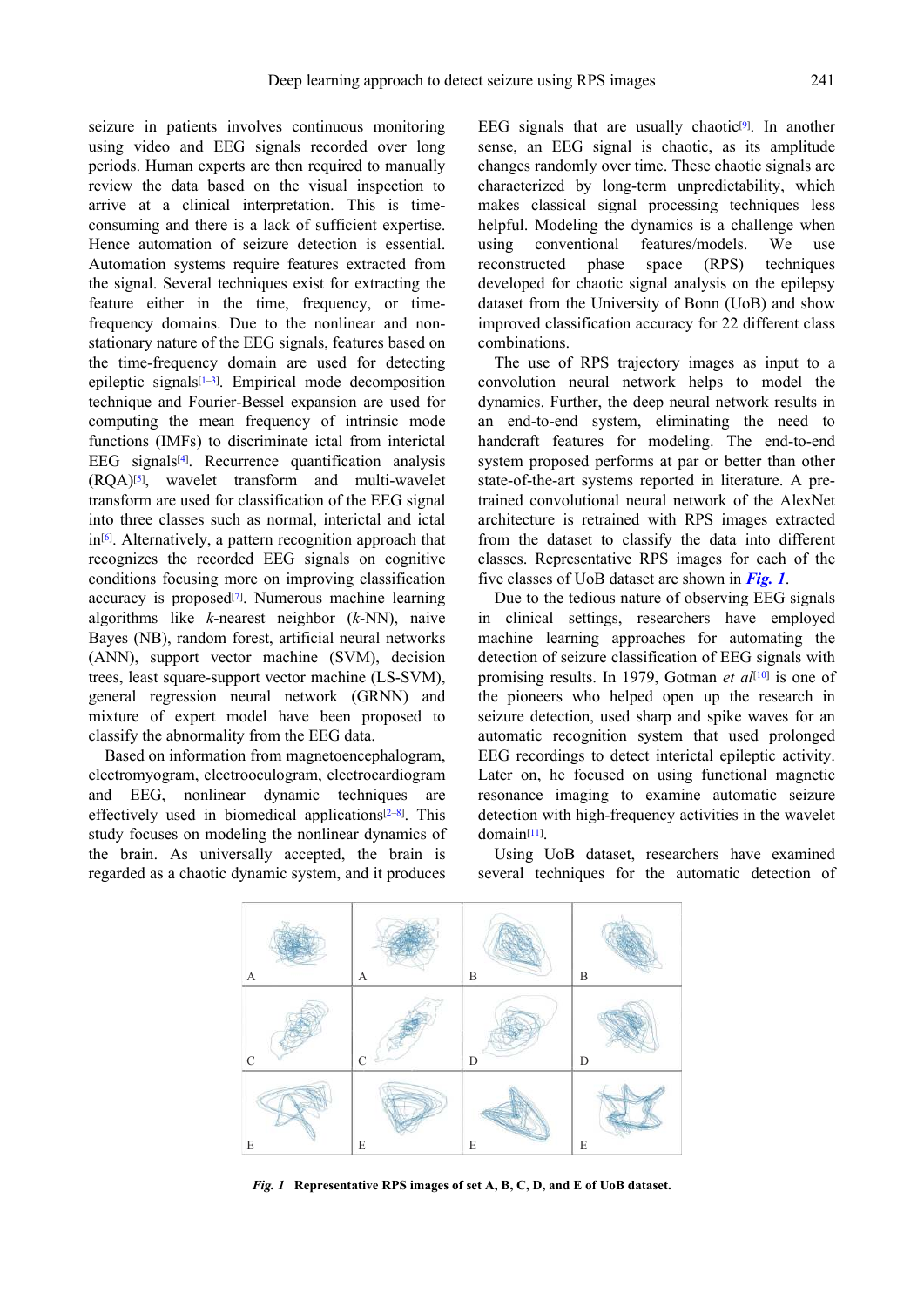seizure in patients involves continuous monitoring using video and EEG signals recorded over long periods. Human experts are then required to manually review the data based on the visual inspection to arrive at a clinical interpretation. This is time-consuming and there is a lack of sufficient expertise. Hence automation of seizure detection is essential. Automation systems require features extracted from the signal. Several techniques exist for extracting the feature either in the time, frequency, or time-frequency domains. Due to the nonlinear and non-stationary nature of the EEG signals, features based on the time-frequency domain are used for detecting epileptic signals[1–3]. Empirical mode decomposition technique and Fourier-Bessel expansion are used for computing the mean frequency of intrinsic mode functions (IMFs) to discriminate ictal from interictal EEG signals[4]. Recurrence quantification analysis (RQA)[5], wavelet transform and multi-wavelet transform are used for classification of the EEG signal into three classes such as normal, interictal and ictal in[6]. Alternatively, a pattern recognition approach that recognizes the recorded EEG signals on cognitive conditions focusing more on improving classification accuracy is proposed[7]. Numerous machine learning algorithms like *k*-nearest neighbor (*k*-NN), naive Bayes (NB), random forest, artificial neural networks (ANN), support vector machine (SVM), decision trees, least square-support vector machine (LS-SVM), general regression neural network (GRNN) and mixture of expert model have been proposed to classify the abnormality from the EEG data.

Based on information from magnetoencephalogram, electromyogram, electrooculogram, electrocardiogram and EEG, nonlinear dynamic techniques are effectively used in biomedical applications[2–8]. This study focuses on modeling the nonlinear dynamics of the brain. As universally accepted, the brain is regarded as a chaotic dynamic system, and it produces EEG signals that are usually chaotic[9]. In another sense, an EEG signal is chaotic, as its amplitude changes randomly over time. These chaotic signals are characterized by long-term unpredictability, which makes classical signal processing techniques less helpful. Modeling the dynamics is a challenge when using conventional features/models. We use reconstructed phase space (RPS) techniques developed for chaotic signal analysis on the epilepsy dataset from the University of Bonn (UoB) and show improved classification accuracy for 22 different class combinations.

The use of RPS trajectory images as input to a convolution neural network helps to model the dynamics. Further, the deep neural network results in an end-to-end system, eliminating the need to handcraft features for modeling. The end-to-end system proposed performs at par or better than other state-of-the-art systems reported in literature. A pre-trained convolutional neural network of the AlexNet architecture is retrained with RPS images extracted from the dataset to classify the data into different classes. Representative RPS images for each of the five classes of UoB dataset are shown in ***Fig. 1***.

Due to the tedious nature of observing EEG signals in clinical settings, researchers have employed machine learning approaches for automating the detection of seizure classification of EEG signals with promising results. In 1979, Gotman *et al*[10] is one of the pioneers who helped open up the research in seizure detection, used sharp and spike waves for an automatic recognition system that used prolonged EEG recordings to detect interictal epileptic activity. Later on, he focused on using functional magnetic resonance imaging to examine automatic seizure detection with high-frequency activities in the wavelet domain[11].

Using UoB dataset, researchers have examined several techniques for the automatic detection of

***Fig. 1*** **Representative RPS images of set A, B, C, D, and E of UoB dataset.**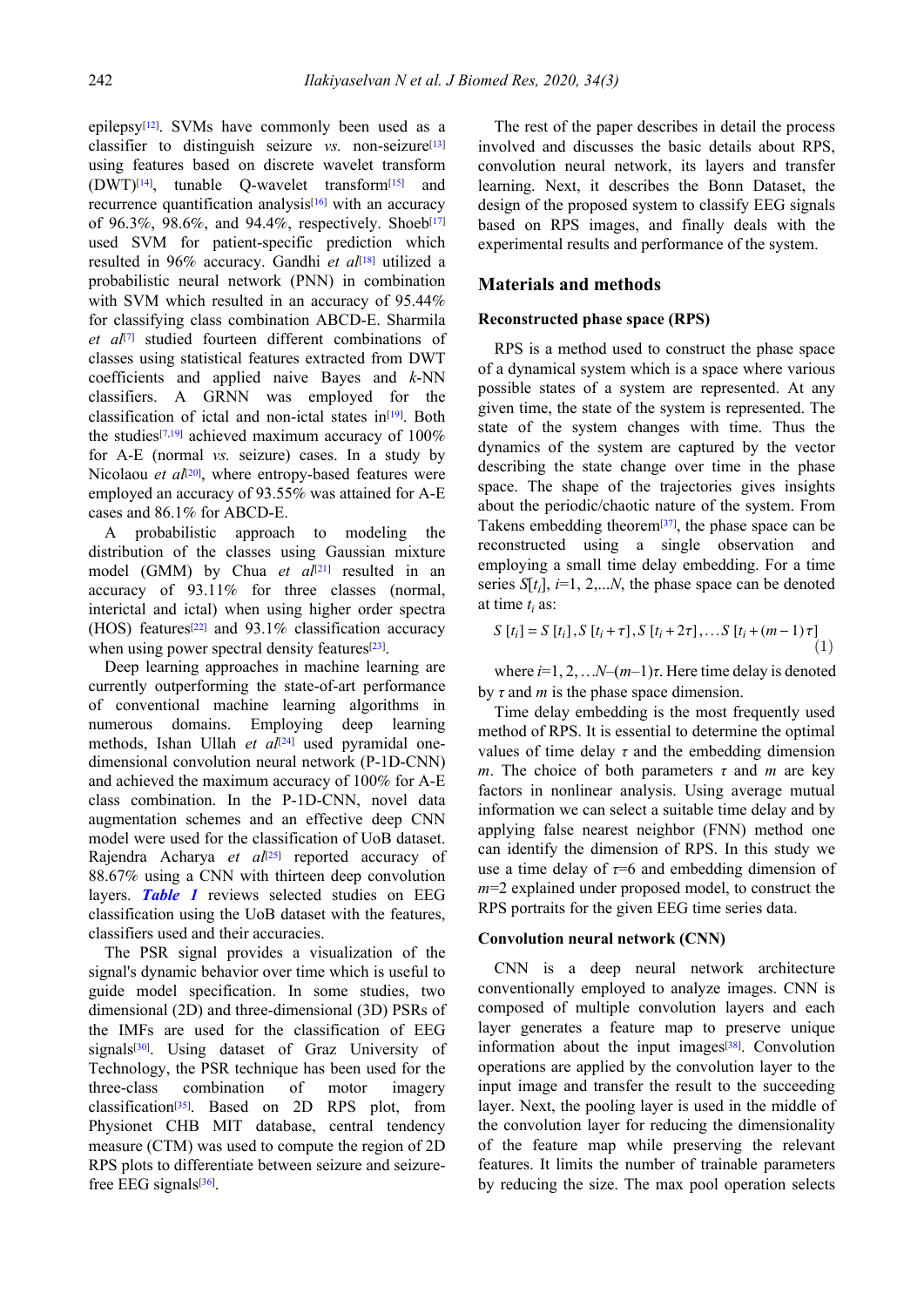epilepsy[12]. SVMs have commonly been used as a classifier to distinguish seizure *vs.* non-seizure[13] using features based on discrete wavelet transform (DWT)[14], tunable Q-wavelet transform[15] and recurrence quantification analysis[16] with an accuracy of 96.3%, 98.6%, and 94.4%, respectively. Shoeb[17] used SVM for patient-specific prediction which resulted in 96% accuracy. Gandhi *et al*[18] utilized a probabilistic neural network (PNN) in combination with SVM which resulted in an accuracy of 95.44% for classifying class combination ABCD-E. Sharmila *et al*[7] studied fourteen different combinations of classes using statistical features extracted from DWT coefficients and applied naive Bayes and *k*-NN classifiers. A GRNN was employed for the classification of ictal and non-ictal states in[19]. Both the studies[7,19] achieved maximum accuracy of 100% for A-E (normal *vs.* seizure) cases. In a study by Nicolaou *et al*[20], where entropy-based features were employed an accuracy of 93.55% was attained for A-E cases and 86.1% for ABCD-E.

A probabilistic approach to modeling the distribution of the classes using Gaussian mixture model (GMM) by Chua *et al*[21] resulted in an accuracy of 93.11% for three classes (normal, interictal and ictal) when using higher order spectra (HOS) features[22] and 93.1% classification accuracy when using power spectral density features[23].

Deep learning approaches in machine learning are currently outperforming the state-of-art performance of conventional machine learning algorithms in numerous domains. Employing deep learning methods, Ishan Ullah *et al*[24] used pyramidal one-dimensional convolution neural network (P-1D-CNN) and achieved the maximum accuracy of 100% for A-E class combination. In the P-1D-CNN, novel data augmentation schemes and an effective deep CNN model were used for the classification of UoB dataset. Rajendra Acharya *et al*[25] reported accuracy of 88.67% using a CNN with thirteen deep convolution layers. ***Table 1*** reviews selected studies on EEG classification using the UoB dataset with the features, classifiers used and their accuracies.

The PSR signal provides a visualization of the signal's dynamic behavior over time which is useful to guide model specification. In some studies, two dimensional (2D) and three-dimensional (3D) PSRs of the IMFs are used for the classification of EEG signals[30]. Using dataset of Graz University of Technology, the PSR technique has been used for the three-class combination of motor imagery classification[35]. Based on 2D RPS plot, from Physionet CHB MIT database, central tendency measure (CTM) was used to compute the region of 2D RPS plots to differentiate between seizure and seizure-free EEG signals[36].

The rest of the paper describes in detail the process involved and discusses the basic details about RPS, convolution neural network, its layers and transfer learning. Next, it describes the Bonn Dataset, the design of the proposed system to classify EEG signals based on RPS images, and finally deals with the experimental results and performance of the system.

## Materials and methods

### Reconstructed phase space (RPS)

RPS is a method used to construct the phase space of a dynamical system which is a space where various possible states of a system are represented. At any given time, the state of the system is represented. The state of the system changes with time. Thus the dynamics of the system are captured by the vector describing the state change over time in the phase space. The shape of the trajectories gives insights about the periodic/chaotic nature of the system. From Takens embedding theorem[37], the phase space can be reconstructed using a single observation and employing a small time delay embedding. For a time series $S[t_i]$, $i$=1, 2,...$N$, the phase space can be denoted at time $t_i$ as:

$$S\,[t_i] = S\,[t_i]\,, S\,[t_i+\tau]\,, S\,[t_i+2\tau]\,,\ldots S\,[t_i+(m-1)\tau] \tag{1}$$

where $i=1, 2, \ldots N-(m-1)\tau$. Here time delay is denoted by $\tau$ and $m$ is the phase space dimension.

Time delay embedding is the most frequently used method of RPS. It is essential to determine the optimal values of time delay $\tau$ and the embedding dimension $m$. The choice of both parameters $\tau$ and $m$ are key factors in nonlinear analysis. Using average mutual information we can select a suitable time delay and by applying false nearest neighbor (FNN) method one can identify the dimension of RPS. In this study we use a time delay of $\tau$=6 and embedding dimension of $m$=2 explained under proposed model, to construct the RPS portraits for the given EEG time series data.

### Convolution neural network (CNN)

CNN is a deep neural network architecture conventionally employed to analyze images. CNN is composed of multiple convolution layers and each layer generates a feature map to preserve unique information about the input images[38]. Convolution operations are applied by the convolution layer to the input image and transfer the result to the succeeding layer. Next, the pooling layer is used in the middle of the convolution layer for reducing the dimensionality of the feature map while preserving the relevant features. It limits the number of trainable parameters by reducing the size. The max pool operation selects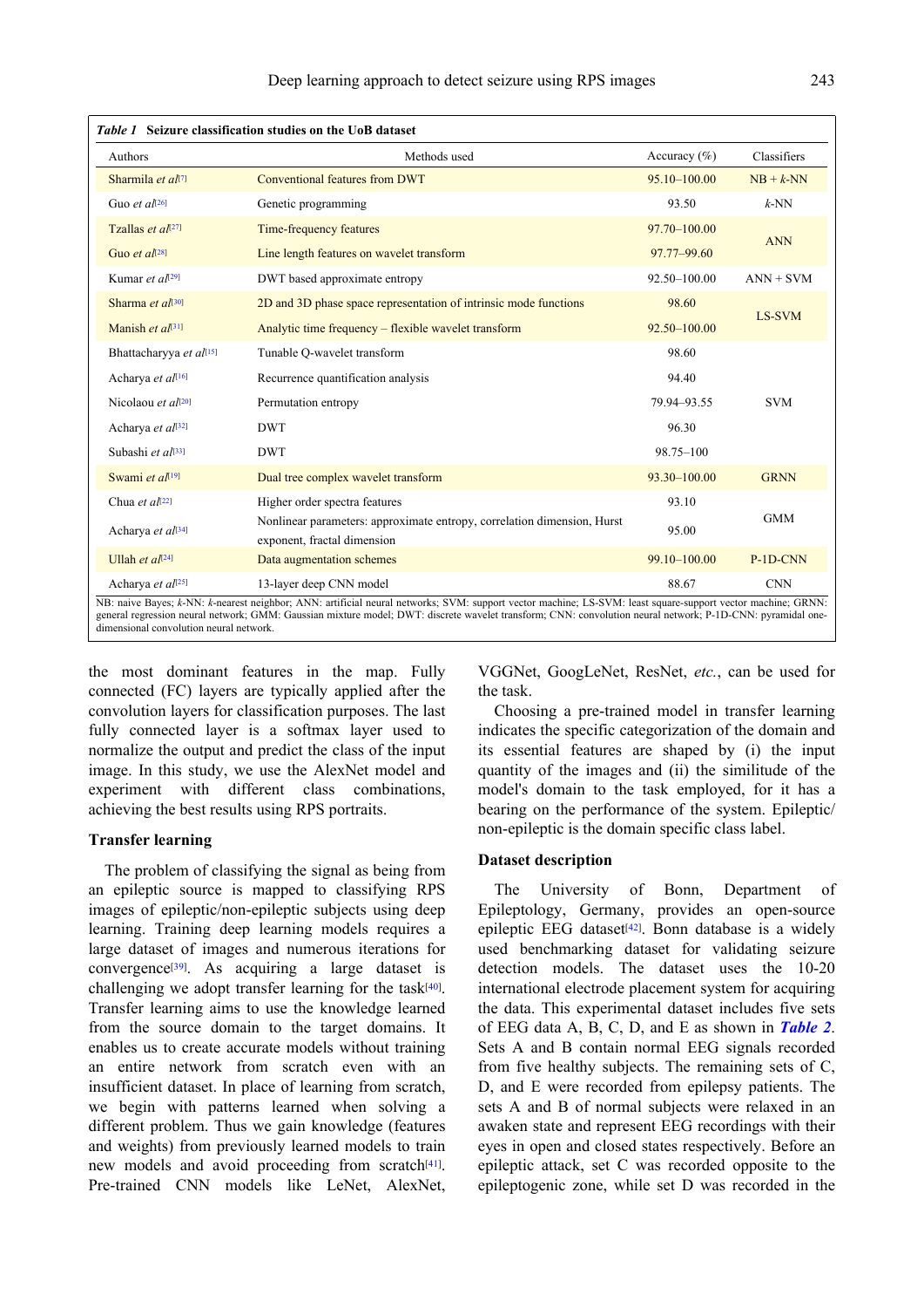*Table 1* **Seizure classification studies on the UoB dataset**

| Authors | Methods used | Accuracy (%) | Classifiers |
|---|---|---|---|
| Sharmila *et al*[7] | Conventional features from DWT | 95.10–100.00 | NB + *k*-NN |
| Guo *et al*[26] | Genetic programming | 93.50 | *k*-NN |
| Tzallas *et al*[27] | Time-frequency features | 97.70–100.00 | ANN |
| Guo *et al*[28] | Line length features on wavelet transform | 97.77–99.60 | |
| Kumar *et al*[29] | DWT based approximate entropy | 92.50–100.00 | ANN + SVM |
| Sharma *et al*[30] | 2D and 3D phase space representation of intrinsic mode functions | 98.60 | LS-SVM |
| Manish *et al*[31] | Analytic time frequency – flexible wavelet transform | 92.50–100.00 | |
| Bhattacharyya *et al*[15] | Tunable Q-wavelet transform | 98.60 | SVM |
| Acharya *et al*[16] | Recurrence quantification analysis | 94.40 | |
| Nicolaou *et al*[20] | Permutation entropy | 79.94–93.55 | |
| Acharya *et al*[32] | DWT | 96.30 | |
| Subashi *et al*[33] | DWT | 98.75–100 | |
| Swami *et al*[19] | Dual tree complex wavelet transform | 93.30–100.00 | GRNN |
| Chua *et al*[22] | Higher order spectra features | 93.10 | GMM |
| Acharya *et al*[34] | Nonlinear parameters: approximate entropy, correlation dimension, Hurst exponent, fractal dimension | 95.00 | |
| Ullah *et al*[24] | Data augmentation schemes | 99.10–100.00 | P-1D-CNN |
| Acharya *et al*[25] | 13-layer deep CNN model | 88.67 | CNN |

NB: naive Bayes; *k*-NN: *k*-nearest neighbor; ANN: artificial neural networks; SVM: support vector machine; LS-SVM: least square-support vector machine; GRNN: general regression neural network; GMM: Gaussian mixture model; DWT: discrete wavelet transform; CNN: convolution neural network; P-1D-CNN: pyramidal one-dimensional convolution neural network.

the most dominant features in the map. Fully connected (FC) layers are typically applied after the convolution layers for classification purposes. The last fully connected layer is a softmax layer used to normalize the output and predict the class of the input image. In this study, we use the AlexNet model and experiment with different class combinations, achieving the best results using RPS portraits.

### Transfer learning

The problem of classifying the signal as being from an epileptic source is mapped to classifying RPS images of epileptic/non-epileptic subjects using deep learning. Training deep learning models requires a large dataset of images and numerous iterations for convergence[39]. As acquiring a large dataset is challenging we adopt transfer learning for the task[40]. Transfer learning aims to use the knowledge learned from the source domain to the target domains. It enables us to create accurate models without training an entire network from scratch even with an insufficient dataset. In place of learning from scratch, we begin with patterns learned when solving a different problem. Thus we gain knowledge (features and weights) from previously learned models to train new models and avoid proceeding from scratch[41]. Pre-trained CNN models like LeNet, AlexNet, VGGNet, GoogLeNet, ResNet, *etc.*, can be used for the task.

Choosing a pre-trained model in transfer learning indicates the specific categorization of the domain and its essential features are shaped by (i) the input quantity of the images and (ii) the similitude of the model's domain to the task employed, for it has a bearing on the performance of the system. Epileptic/non-epileptic is the domain specific class label.

### Dataset description

The University of Bonn, Department of Epileptology, Germany, provides an open-source epileptic EEG dataset[42]. Bonn database is a widely used benchmarking dataset for validating seizure detection models. The dataset uses the 10-20 international electrode placement system for acquiring the data. This experimental dataset includes five sets of EEG data A, B, C, D, and E as shown in ***Table 2***. Sets A and B contain normal EEG signals recorded from five healthy subjects. The remaining sets of C, D, and E were recorded from epilepsy patients. The sets A and B of normal subjects were relaxed in an awaken state and represent EEG recordings with their eyes in open and closed states respectively. Before an epileptic attack, set C was recorded opposite to the epileptogenic zone, while set D was recorded in the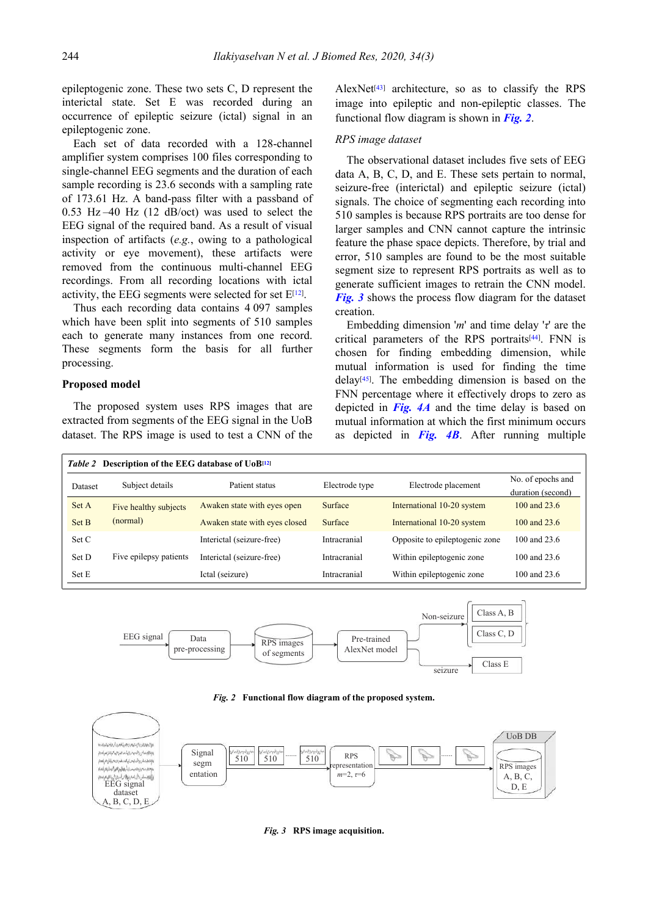epileptogenic zone. These two sets C, D represent the interictal state. Set E was recorded during an occurrence of epileptic seizure (ictal) signal in an epileptogenic zone.

Each set of data recorded with a 128-channel amplifier system comprises 100 files corresponding to single-channel EEG segments and the duration of each sample recording is 23.6 seconds with a sampling rate of 173.61 Hz. A band-pass filter with a passband of 0.53 Hz–40 Hz (12 dB/oct) was used to select the EEG signal of the required band. As a result of visual inspection of artifacts (*e.g.*, owing to a pathological activity or eye movement), these artifacts were removed from the continuous multi-channel EEG recordings. From all recording locations with ictal activity, the EEG segments were selected for set E[12].

Thus each recording data contains 4 097 samples which have been split into segments of 510 samples each to generate many instances from one record. These segments form the basis for all further processing.

## Proposed model

The proposed system uses RPS images that are extracted from segments of the EEG signal in the UoB dataset. The RPS image is used to test a CNN of the AlexNet[43] architecture, so as to classify the RPS image into epileptic and non-epileptic classes. The functional flow diagram is shown in ***Fig. 2***.

### *RPS image dataset*

The observational dataset includes five sets of EEG data A, B, C, D, and E. These sets pertain to normal, seizure-free (interictal) and epileptic seizure (ictal) signals. The choice of segmenting each recording into 510 samples is because RPS portraits are too dense for larger samples and CNN cannot capture the intrinsic feature the phase space depicts. Therefore, by trial and error, 510 samples are found to be the most suitable segment size to represent RPS portraits as well as to generate sufficient images to retrain the CNN model. ***Fig. 3*** shows the process flow diagram for the dataset creation.

Embedding dimension '$m$' and time delay '$\tau$' are the critical parameters of the RPS portraits[44]. FNN is chosen for finding embedding dimension, while mutual information is used for finding the time delay[45]. The embedding dimension is based on the FNN percentage where it effectively drops to zero as depicted in ***Fig. 4A*** and the time delay is based on mutual information at which the first minimum occurs as depicted in ***Fig. 4B***. After running multiple

*Table 2* **Description of the EEG database of UoB[12]**

| Dataset | Subject details | Patient status | Electrode type | Electrode placement | No. of epochs and duration (second) |
|---|---|---|---|---|---|
| Set A | Five healthy subjects (normal) | Awaken state with eyes open | Surface | International 10-20 system | 100 and 23.6 |
| Set B | | Awaken state with eyes closed | Surface | International 10-20 system | 100 and 23.6 |
| Set C | Five epilepsy patients | Interictal (seizure-free) | Intracranial | Opposite to epileptogenic zone | 100 and 23.6 |
| Set D | | Interictal (seizure-free) | Intracranial | Within epileptogenic zone | 100 and 23.6 |
| Set E | | Ictal (seizure) | Intracranial | Within epileptogenic zone | 100 and 23.6 |

*Fig. 2* **Functional flow diagram of the proposed system.**

*Fig. 3* **RPS image acquisition.**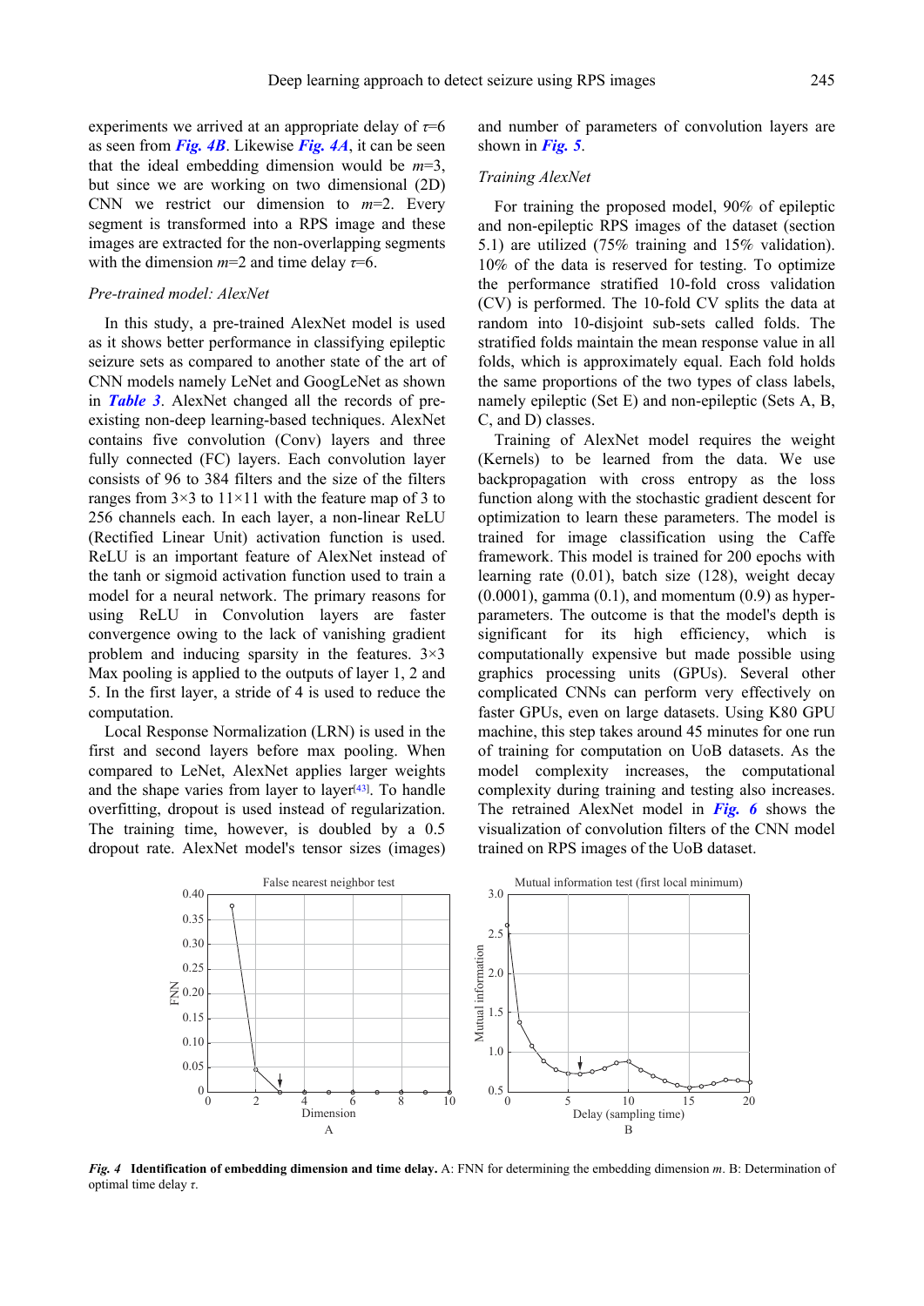experiments we arrived at an appropriate delay of $\tau$=6 as seen from *Fig. 4B*. Likewise *Fig. 4A*, it can be seen that the ideal embedding dimension would be $m$=3, but since we are working on two dimensional (2D) CNN we restrict our dimension to $m$=2. Every segment is transformed into a RPS image and these images are extracted for the non-overlapping segments with the dimension $m$=2 and time delay $\tau$=6.

*Pre-trained model: AlexNet*

In this study, a pre-trained AlexNet model is used as it shows better performance in classifying epileptic seizure sets as compared to another state of the art of CNN models namely LeNet and GoogLeNet as shown in *Table 3*. AlexNet changed all the records of pre-existing non-deep learning-based techniques. AlexNet contains five convolution (Conv) layers and three fully connected (FC) layers. Each convolution layer consists of 96 to 384 filters and the size of the filters ranges from 3×3 to 11×11 with the feature map of 3 to 256 channels each. In each layer, a non-linear ReLU (Rectified Linear Unit) activation function is used. ReLU is an important feature of AlexNet instead of the tanh or sigmoid activation function used to train a model for a neural network. The primary reasons for using ReLU in Convolution layers are faster convergence owing to the lack of vanishing gradient problem and inducing sparsity in the features. 3×3 Max pooling is applied to the outputs of layer 1, 2 and 5. In the first layer, a stride of 4 is used to reduce the computation.

Local Response Normalization (LRN) is used in the first and second layers before max pooling. When compared to LeNet, AlexNet applies larger weights and the shape varies from layer to layer[43]. To handle overfitting, dropout is used instead of regularization. The training time, however, is doubled by a 0.5 dropout rate. AlexNet model's tensor sizes (images) and number of parameters of convolution layers are shown in *Fig. 5*.

*Training AlexNet*

For training the proposed model, 90% of epileptic and non-epileptic RPS images of the dataset (section 5.1) are utilized (75% training and 15% validation). 10% of the data is reserved for testing. To optimize the performance stratified 10-fold cross validation (CV) is performed. The 10-fold CV splits the data at random into 10-disjoint sub-sets called folds. The stratified folds maintain the mean response value in all folds, which is approximately equal. Each fold holds the same proportions of the two types of class labels, namely epileptic (Set E) and non-epileptic (Sets A, B, C, and D) classes.

Training of AlexNet model requires the weight (Kernels) to be learned from the data. We use backpropagation with cross entropy as the loss function along with the stochastic gradient descent for optimization to learn these parameters. The model is trained for image classification using the Caffe framework. This model is trained for 200 epochs with learning rate (0.01), batch size (128), weight decay (0.0001), gamma (0.1), and momentum (0.9) as hyper-parameters. The outcome is that the model's depth is significant for its high efficiency, which is computationally expensive but made possible using graphics processing units (GPUs). Several other complicated CNNs can perform very effectively on faster GPUs, even on large datasets. Using K80 GPU machine, this step takes around 45 minutes for one run of training for computation on UoB datasets. As the model complexity increases, the computational complexity during training and testing also increases. The retrained AlexNet model in *Fig. 6* shows the visualization of convolution filters of the CNN model trained on RPS images of the UoB dataset.

***Fig. 4*** **Identification of embedding dimension and time delay.** A: FNN for determining the embedding dimension $m$. B: Determination of optimal time delay $\tau$.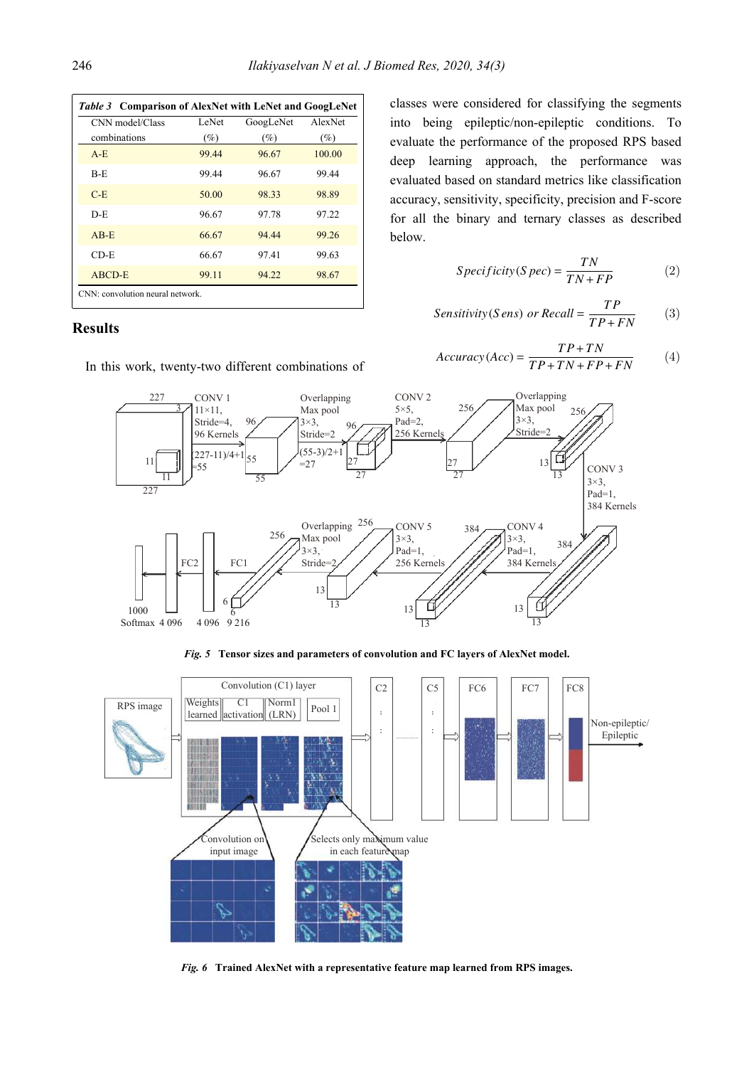Table 3 **Comparison of AlexNet with LeNet and GoogLeNet**

| CNN model/Class combinations | LeNet (%) | GoogLeNet (%) | AlexNet (%) |
|---|---|---|---|
| A-E | 99.44 | 96.67 | 100.00 |
| B-E | 99.44 | 96.67 | 99.44 |
| C-E | 50.00 | 98.33 | 98.89 |
| D-E | 96.67 | 97.78 | 97.22 |
| AB-E | 66.67 | 94.44 | 99.26 |
| CD-E | 66.67 | 97.41 | 99.63 |
| ABCD-E | 99.11 | 94.22 | 98.67 |

CNN: convolution neural network.

## Results

In this work, twenty-two different combinations of classes were considered for classifying the segments into being epileptic/non-epileptic conditions. To evaluate the performance of the proposed RPS based deep learning approach, the performance was evaluated based on standard metrics like classification accuracy, sensitivity, specificity, precision and F-score for all the binary and ternary classes as described below.

$$Specificity(Spec) = \frac{TN}{TN+FP} \quad (2)$$

$$Sensitivity(Sens)\ or\ Recall = \frac{TP}{TP+FN} \quad (3)$$

$$Accuracy(Acc) = \frac{TP+TN}{TP+TN+FP+FN} \quad (4)$$

*Fig. 5* **Tensor sizes and parameters of convolution and FC layers of AlexNet model.**

*Fig. 6* **Trained AlexNet with a representative feature map learned from RPS images.**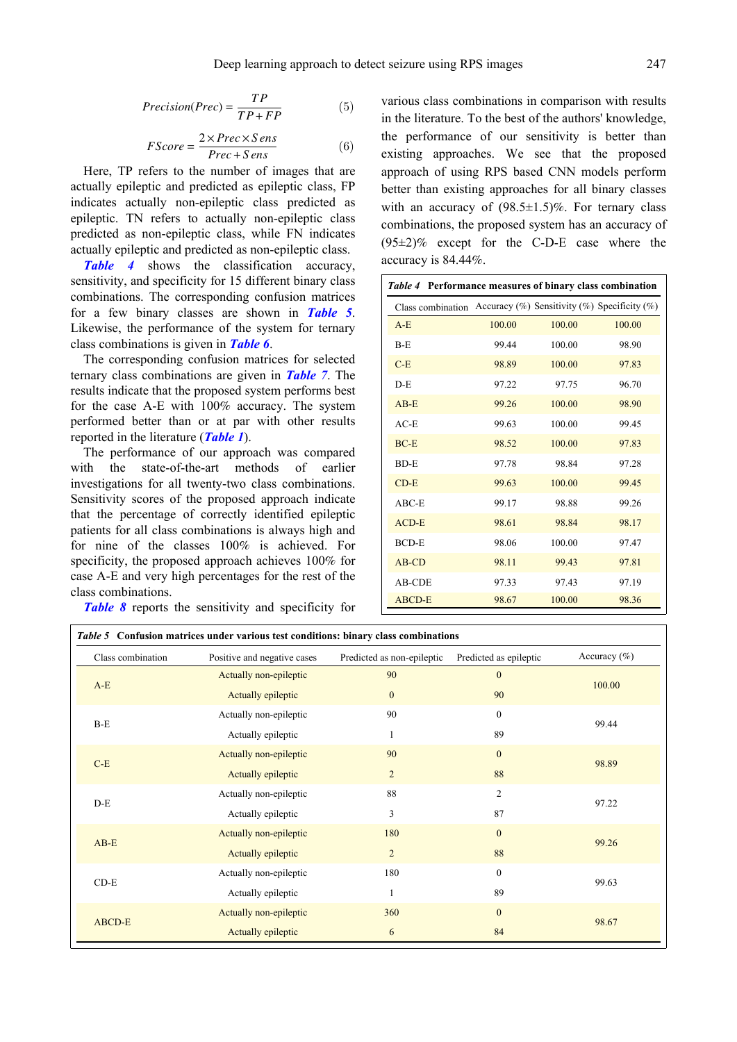$$Precision(Prec) = \frac{TP}{TP + FP} \quad (5)$$

$$FScore = \frac{2 \times Prec \times Sens}{Prec + Sens} \quad (6)$$

Here, TP refers to the number of images that are actually epileptic and predicted as epileptic class, FP indicates actually non-epileptic class predicted as epileptic. TN refers to actually non-epileptic class predicted as non-epileptic class, while FN indicates actually epileptic and predicted as non-epileptic class.

*Table 4* shows the classification accuracy, sensitivity, and specificity for 15 different binary class combinations. The corresponding confusion matrices for a few binary classes are shown in *Table 5*. Likewise, the performance of the system for ternary class combinations is given in *Table 6*.

The corresponding confusion matrices for selected ternary class combinations are given in *Table 7*. The results indicate that the proposed system performs best for the case A-E with 100% accuracy. The system performed better than or at par with other results reported in the literature (*Table 1*).

The performance of our approach was compared with the state-of-the-art methods of earlier investigations for all twenty-two class combinations. Sensitivity scores of the proposed approach indicate that the percentage of correctly identified epileptic patients for all class combinations is always high and for nine of the classes 100% is achieved. For specificity, the proposed approach achieves 100% for case A-E and very high percentages for the rest of the class combinations.

*Table 8* reports the sensitivity and specificity for various class combinations in comparison with results in the literature. To the best of the authors' knowledge, the performance of our sensitivity is better than existing approaches. We see that the proposed approach of using RPS based CNN models perform better than existing approaches for all binary classes with an accuracy of (98.5±1.5)%. For ternary class combinations, the proposed system has an accuracy of (95±2)% except for the C-D-E case where the accuracy is 84.44%.

***Table 4*** **Performance measures of binary class combination**

| Class combination | Accuracy (%) | Sensitivity (%) | Specificity (%) |
|---|---|---|---|
| A-E | 100.00 | 100.00 | 100.00 |
| B-E | 99.44 | 100.00 | 98.90 |
| C-E | 98.89 | 100.00 | 97.83 |
| D-E | 97.22 | 97.75 | 96.70 |
| AB-E | 99.26 | 100.00 | 98.90 |
| AC-E | 99.63 | 100.00 | 99.45 |
| BC-E | 98.52 | 100.00 | 97.83 |
| BD-E | 97.78 | 98.84 | 97.28 |
| CD-E | 99.63 | 100.00 | 99.45 |
| ABC-E | 99.17 | 98.88 | 99.26 |
| ACD-E | 98.61 | 98.84 | 98.17 |
| BCD-E | 98.06 | 100.00 | 97.47 |
| AB-CD | 98.11 | 99.43 | 97.81 |
| AB-CDE | 97.33 | 97.43 | 97.19 |
| ABCD-E | 98.67 | 100.00 | 98.36 |

***Table 5*** **Confusion matrices under various test conditions: binary class combinations**

| Class combination | Positive and negative cases | Predicted as non-epileptic | Predicted as epileptic | Accuracy (%) |
|---|---|---|---|---|
| A-E | Actually non-epileptic | 90 | 0 | 100.00 |
| | Actually epileptic | 0 | 90 | |
| B-E | Actually non-epileptic | 90 | 0 | 99.44 |
| | Actually epileptic | 1 | 89 | |
| C-E | Actually non-epileptic | 90 | 0 | 98.89 |
| | Actually epileptic | 2 | 88 | |
| D-E | Actually non-epileptic | 88 | 2 | 97.22 |
| | Actually epileptic | 3 | 87 | |
| AB-E | Actually non-epileptic | 180 | 0 | 99.26 |
| | Actually epileptic | 2 | 88 | |
| CD-E | Actually non-epileptic | 180 | 0 | 99.63 |
| | Actually epileptic | 1 | 89 | |
| ABCD-E | Actually non-epileptic | 360 | 0 | 98.67 |
| | Actually epileptic | 6 | 84 | |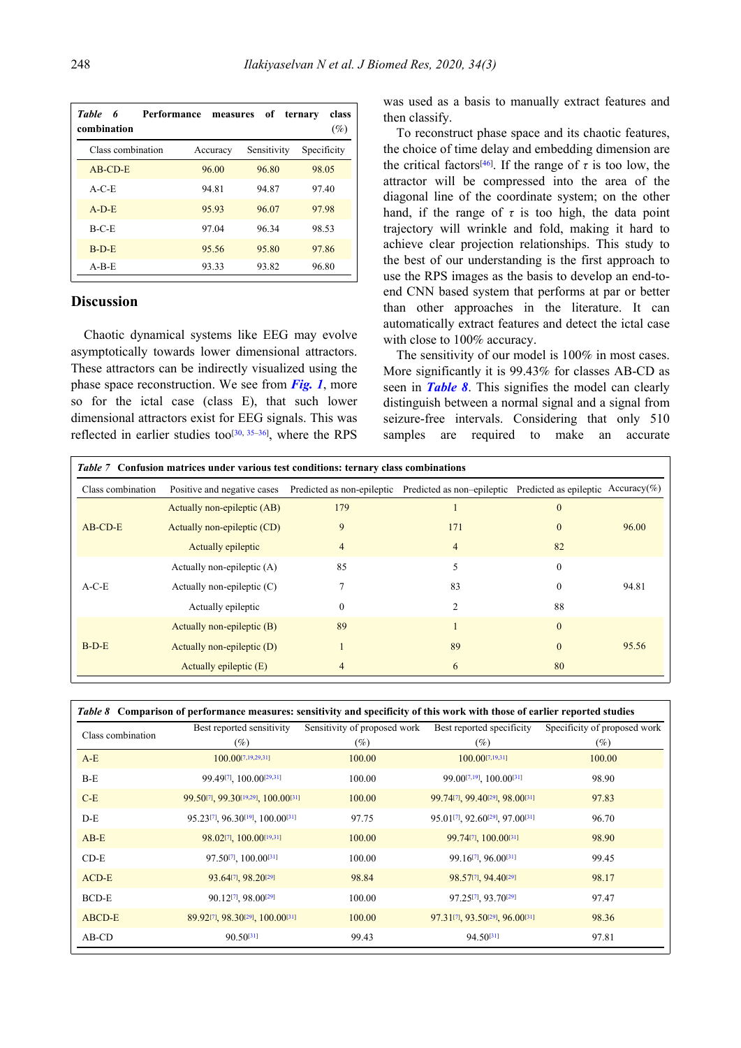*Table 6* **Performance measures of ternary class combination** (%)

| Class combination | Accuracy | Sensitivity | Specificity |
|---|---|---|---|
| AB-CD-E | 96.00 | 96.80 | 98.05 |
| A-C-E | 94.81 | 94.87 | 97.40 |
| A-D-E | 95.93 | 96.07 | 97.98 |
| B-C-E | 97.04 | 96.34 | 98.53 |
| B-D-E | 95.56 | 95.80 | 97.86 |
| A-B-E | 93.33 | 93.82 | 96.80 |

## Discussion

Chaotic dynamical systems like EEG may evolve asymptotically towards lower dimensional attractors. These attractors can be indirectly visualized using the phase space reconstruction. We see from ***Fig. 1***, more so for the ictal case (class E), that such lower dimensional attractors exist for EEG signals. This was reflected in earlier studies too[30, 35–36], where the RPS was used as a basis to manually extract features and then classify.

To reconstruct phase space and its chaotic features, the choice of time delay and embedding dimension are the critical factors[46]. If the range of $\tau$ is too low, the attractor will be compressed into the area of the diagonal line of the coordinate system; on the other hand, if the range of $\tau$ is too high, the data point trajectory will wrinkle and fold, making it hard to achieve clear projection relationships. This study to the best of our understanding is the first approach to use the RPS images as the basis to develop an end-to-end CNN based system that performs at par or better than other approaches in the literature. It can automatically extract features and detect the ictal case with close to 100% accuracy.

The sensitivity of our model is 100% in most cases. More significantly it is 99.43% for classes AB-CD as seen in ***Table 8***. This signifies the model can clearly distinguish between a normal signal and a signal from seizure-free intervals. Considering that only 510 samples are required to make an accurate

*Table 7* **Confusion matrices under various test conditions: ternary class combinations**

| Class combination | Positive and negative cases | Predicted as non-epileptic | Predicted as non–epileptic | Predicted as epileptic | Accuracy(%) |
|---|---|---|---|---|---|
| AB-CD-E | Actually non-epileptic (AB) | 179 | 1 | 0 | 96.00 |
| | Actually non-epileptic (CD) | 9 | 171 | 0 | |
| | Actually epileptic | 4 | 4 | 82 | |
| A-C-E | Actually non-epileptic (A) | 85 | 5 | 0 | 94.81 |
| | Actually non-epileptic (C) | 7 | 83 | 0 | |
| | Actually epileptic | 0 | 2 | 88 | |
| B-D-E | Actually non-epileptic (B) | 89 | 1 | 0 | 95.56 |
| | Actually non-epileptic (D) | 1 | 89 | 0 | |
| | Actually epileptic (E) | 4 | 6 | 80 | |

*Table 8* **Comparison of performance measures: sensitivity and specificity of this work with those of earlier reported studies**

| Class combination | Best reported sensitivity (%) | Sensitivity of proposed work (%) | Best reported specificity (%) | Specificity of proposed work (%) |
|---|---|---|---|---|
| A-E | 100.00[7,19,29,31] | 100.00 | 100.00[7,19,31] | 100.00 |
| B-E | 99.49[7], 100.00[29,31] | 100.00 | 99.00[7,19], 100.00[31] | 98.90 |
| C-E | 99.50[7], 99.30[19,29], 100.00[31] | 100.00 | 99.74[7], 99.40[29], 98.00[31] | 97.83 |
| D-E | 95.23[7], 96.30[19], 100.00[31] | 97.75 | 95.01[7], 92.60[29], 97.00[31] | 96.70 |
| AB-E | 98.02[7], 100.00[19,31] | 100.00 | 99.74[7], 100.00[31] | 98.90 |
| CD-E | 97.50[7], 100.00[31] | 100.00 | 99.16[7], 96.00[31] | 99.45 |
| ACD-E | 93.64[7], 98.20[29] | 98.84 | 98.57[7], 94.40[29] | 98.17 |
| BCD-E | 90.12[7], 98.00[29] | 100.00 | 97.25[7], 93.70[29] | 97.47 |
| ABCD-E | 89.92[7], 98.30[29], 100.00[31] | 100.00 | 97.31[7], 93.50[29], 96.00[31] | 98.36 |
| AB-CD | 90.50[31] | 99.43 | 94.50[31] | 97.81 |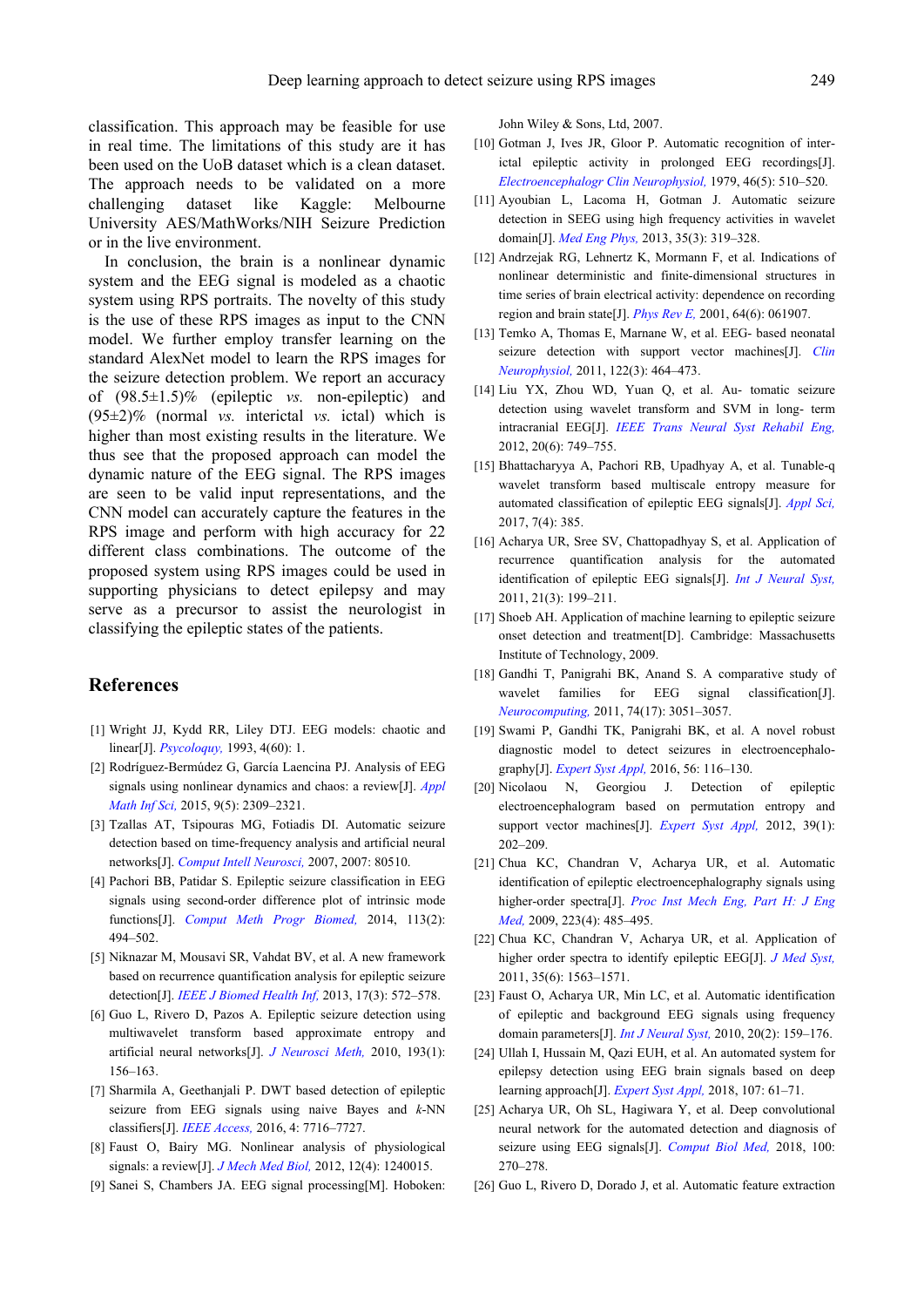classification. This approach may be feasible for use in real time. The limitations of this study are it has been used on the UoB dataset which is a clean dataset. The approach needs to be validated on a more challenging dataset like Kaggle: Melbourne University AES/MathWorks/NIH Seizure Prediction or in the live environment.

In conclusion, the brain is a nonlinear dynamic system and the EEG signal is modeled as a chaotic system using RPS portraits. The novelty of this study is the use of these RPS images as input to the CNN model. We further employ transfer learning on the standard AlexNet model to learn the RPS images for the seizure detection problem. We report an accuracy of (98.5±1.5)% (epileptic *vs.* non-epileptic) and (95±2)% (normal *vs.* interictal *vs.* ictal) which is higher than most existing results in the literature. We thus see that the proposed approach can model the dynamic nature of the EEG signal. The RPS images are seen to be valid input representations, and the CNN model can accurately capture the features in the RPS image and perform with high accuracy for 22 different class combinations. The outcome of the proposed system using RPS images could be used in supporting physicians to detect epilepsy and may serve as a precursor to assist the neurologist in classifying the epileptic states of the patients.

## References

[1] Wright JJ, Kydd RR, Liley DTJ. EEG models: chaotic and linear[J]. *Psycoloquy,* 1993, 4(60): 1.

[2] Rodríguez-Bermúdez G, García Laencina PJ. Analysis of EEG signals using nonlinear dynamics and chaos: a review[J]. *Appl Math Inf Sci,* 2015, 9(5): 2309–2321.

[3] Tzallas AT, Tsipouras MG, Fotiadis DI. Automatic seizure detection based on time-frequency analysis and artificial neural networks[J]. *Comput Intell Neurosci,* 2007, 2007: 80510.

[4] Pachori BB, Patidar S. Epileptic seizure classification in EEG signals using second-order difference plot of intrinsic mode functions[J]. *Comput Meth Progr Biomed,* 2014, 113(2): 494–502.

[5] Niknazar M, Mousavi SR, Vahdat BV, et al. A new framework based on recurrence quantification analysis for epileptic seizure detection[J]. *IEEE J Biomed Health Inf,* 2013, 17(3): 572–578.

[6] Guo L, Rivero D, Pazos A. Epileptic seizure detection using multiwavelet transform based approximate entropy and artificial neural networks[J]. *J Neurosci Meth,* 2010, 193(1): 156–163.

[7] Sharmila A, Geethanjali P. DWT based detection of epileptic seizure from EEG signals using naive Bayes and *k*-NN classifiers[J]. *IEEE Access,* 2016, 4: 7716–7727.

[8] Faust O, Bairy MG. Nonlinear analysis of physiological signals: a review[J]. *J Mech Med Biol,* 2012, 12(4): 1240015.

[9] Sanei S, Chambers JA. EEG signal processing[M]. Hoboken: John Wiley & Sons, Ltd, 2007.

[10] Gotman J, Ives JR, Gloor P. Automatic recognition of inter-ictal epileptic activity in prolonged EEG recordings[J]. *Electroencephalogr Clin Neurophysiol,* 1979, 46(5): 510–520.

[11] Ayoubian L, Lacoma H, Gotman J. Automatic seizure detection in SEEG using high frequency activities in wavelet domain[J]. *Med Eng Phys,* 2013, 35(3): 319–328.

[12] Andrzejak RG, Lehnertz K, Mormann F, et al. Indications of nonlinear deterministic and finite-dimensional structures in time series of brain electrical activity: dependence on recording region and brain state[J]. *Phys Rev E,* 2001, 64(6): 061907.

[13] Temko A, Thomas E, Marnane W, et al. EEG- based neonatal seizure detection with support vector machines[J]. *Clin Neurophysiol,* 2011, 122(3): 464–473.

[14] Liu YX, Zhou WD, Yuan Q, et al. Au- tomatic seizure detection using wavelet transform and SVM in long- term intracranial EEG[J]. *IEEE Trans Neural Syst Rehabil Eng,* 2012, 20(6): 749–755.

[15] Bhattacharyya A, Pachori RB, Upadhyay A, et al. Tunable-q wavelet transform based multiscale entropy measure for automated classification of epileptic EEG signals[J]. *Appl Sci,* 2017, 7(4): 385.

[16] Acharya UR, Sree SV, Chattopadhyay S, et al. Application of recurrence quantification analysis for the automated identification of epileptic EEG signals[J]. *Int J Neural Syst,* 2011, 21(3): 199–211.

[17] Shoeb AH. Application of machine learning to epileptic seizure onset detection and treatment[D]. Cambridge: Massachusetts Institute of Technology, 2009.

[18] Gandhi T, Panigrahi BK, Anand S. A comparative study of wavelet families for EEG signal classification[J]. *Neurocomputing,* 2011, 74(17): 3051–3057.

[19] Swami P, Gandhi TK, Panigrahi BK, et al. A novel robust diagnostic model to detect seizures in electroencephalography[J]. *Expert Syst Appl,* 2016, 56: 116–130.

[20] Nicolaou N, Georgiou J. Detection of epileptic electroencephalogram based on permutation entropy and support vector machines[J]. *Expert Syst Appl,* 2012, 39(1): 202–209.

[21] Chua KC, Chandran V, Acharya UR, et al. Automatic identification of epileptic electroencephalography signals using higher-order spectra[J]. *Proc Inst Mech Eng, Part H: J Eng Med,* 2009, 223(4): 485–495.

[22] Chua KC, Chandran V, Acharya UR, et al. Application of higher order spectra to identify epileptic EEG[J]. *J Med Syst,* 2011, 35(6): 1563–1571.

[23] Faust O, Acharya UR, Min LC, et al. Automatic identification of epileptic and background EEG signals using frequency domain parameters[J]. *Int J Neural Syst,* 2010, 20(2): 159–176.

[24] Ullah I, Hussain M, Qazi EUH, et al. An automated system for epilepsy detection using EEG brain signals based on deep learning approach[J]. *Expert Syst Appl,* 2018, 107: 61–71.

[25] Acharya UR, Oh SL, Hagiwara Y, et al. Deep convolutional neural network for the automated detection and diagnosis of seizure using EEG signals[J]. *Comput Biol Med,* 2018, 100: 270–278.

[26] Guo L, Rivero D, Dorado J, et al. Automatic feature extraction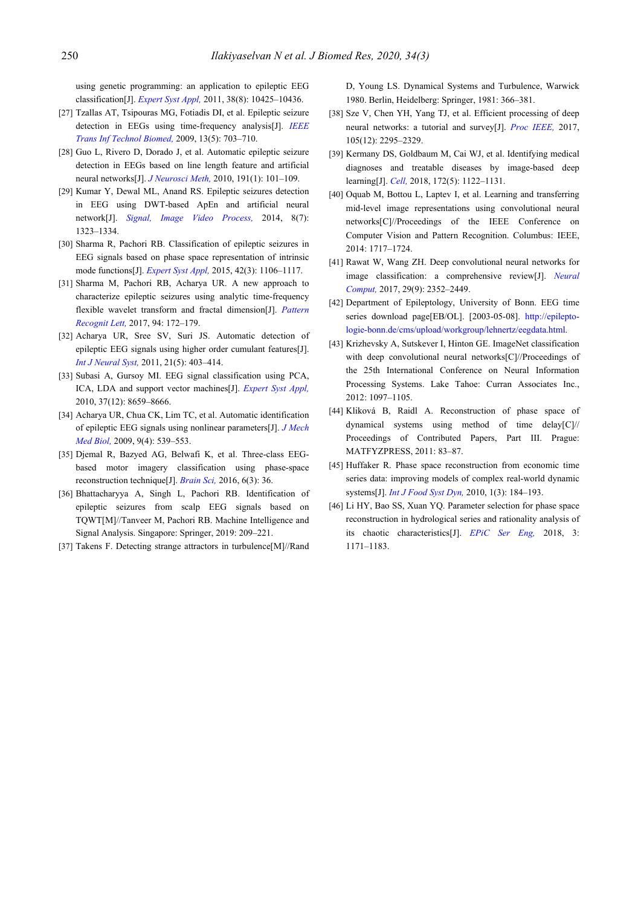using genetic programming: an application to epileptic EEG classification[J]. *Expert Syst Appl,* 2011, 38(8): 10425–10436.

[27] Tzallas AT, Tsipouras MG, Fotiadis DI, et al. Epileptic seizure detection in EEGs using time-frequency analysis[J]. *IEEE Trans Inf Technol Biomed,* 2009, 13(5): 703–710.

[28] Guo L, Rivero D, Dorado J, et al. Automatic epileptic seizure detection in EEGs based on line length feature and artificial neural networks[J]. *J Neurosci Meth,* 2010, 191(1): 101–109.

[29] Kumar Y, Dewal ML, Anand RS. Epileptic seizures detection in EEG using DWT-based ApEn and artificial neural network[J]. *Signal, Image Video Process,* 2014, 8(7): 1323–1334.

[30] Sharma R, Pachori RB. Classification of epileptic seizures in EEG signals based on phase space representation of intrinsic mode functions[J]. *Expert Syst Appl,* 2015, 42(3): 1106–1117.

[31] Sharma M, Pachori RB, Acharya UR. A new approach to characterize epileptic seizures using analytic time-frequency flexible wavelet transform and fractal dimension[J]. *Pattern Recognit Lett,* 2017, 94: 172–179.

[32] Acharya UR, Sree SV, Suri JS. Automatic detection of epileptic EEG signals using higher order cumulant features[J]. *Int J Neural Syst,* 2011, 21(5): 403–414.

[33] Subasi A, Gursoy MI. EEG signal classification using PCA, ICA, LDA and support vector machines[J]. *Expert Syst Appl,* 2010, 37(12): 8659–8666.

[34] Acharya UR, Chua CK, Lim TC, et al. Automatic identification of epileptic EEG signals using nonlinear parameters[J]. *J Mech Med Biol,* 2009, 9(4): 539–553.

[35] Djemal R, Bazyed AG, Belwafi K, et al. Three-class EEG-based motor imagery classification using phase-space reconstruction technique[J]. *Brain Sci,* 2016, 6(3): 36.

[36] Bhattacharyya A, Singh L, Pachori RB. Identification of epileptic seizures from scalp EEG signals based on TQWT[M]//Tanveer M, Pachori RB. Machine Intelligence and Signal Analysis. Singapore: Springer, 2019: 209–221.

[37] Takens F. Detecting strange attractors in turbulence[M]//Rand D, Young LS. Dynamical Systems and Turbulence, Warwick 1980. Berlin, Heidelberg: Springer, 1981: 366–381.

[38] Sze V, Chen YH, Yang TJ, et al. Efficient processing of deep neural networks: a tutorial and survey[J]. *Proc IEEE,* 2017, 105(12): 2295–2329.

[39] Kermany DS, Goldbaum M, Cai WJ, et al. Identifying medical diagnoses and treatable diseases by image-based deep learning[J]. *Cell,* 2018, 172(5): 1122–1131.

[40] Oquab M, Bottou L, Laptev I, et al. Learning and transferring mid-level image representations using convolutional neural networks[C]//Proceedings of the IEEE Conference on Computer Vision and Pattern Recognition. Columbus: IEEE, 2014: 1717–1724.

[41] Rawat W, Wang ZH. Deep convolutional neural networks for image classification: a comprehensive review[J]. *Neural Comput,* 2017, 29(9): 2352–2449.

[42] Department of Epileptology, University of Bonn. EEG time series download page[EB/OL]. [2003-05-08]. http://epilepto-logie-bonn.de/cms/upload/workgroup/lehnertz/eegdata.html.

[43] Krizhevsky A, Sutskever I, Hinton GE. ImageNet classification with deep convolutional neural networks[C]//Proceedings of the 25th International Conference on Neural Information Processing Systems. Lake Tahoe: Curran Associates Inc., 2012: 1097–1105.

[44] Kliková B, Raidl A. Reconstruction of phase space of dynamical systems using method of time delay[C]// Proceedings of Contributed Papers, Part III. Prague: MATFYZPRESS, 2011: 83–87.

[45] Huffaker R. Phase space reconstruction from economic time series data: improving models of complex real-world dynamic systems[J]. *Int J Food Syst Dyn,* 2010, 1(3): 184–193.

[46] Li HY, Bao SS, Xuan YQ. Parameter selection for phase space reconstruction in hydrological series and rationality analysis of its chaotic characteristics[J]. *EPiC Ser Eng,* 2018, 3: 1171–1183.